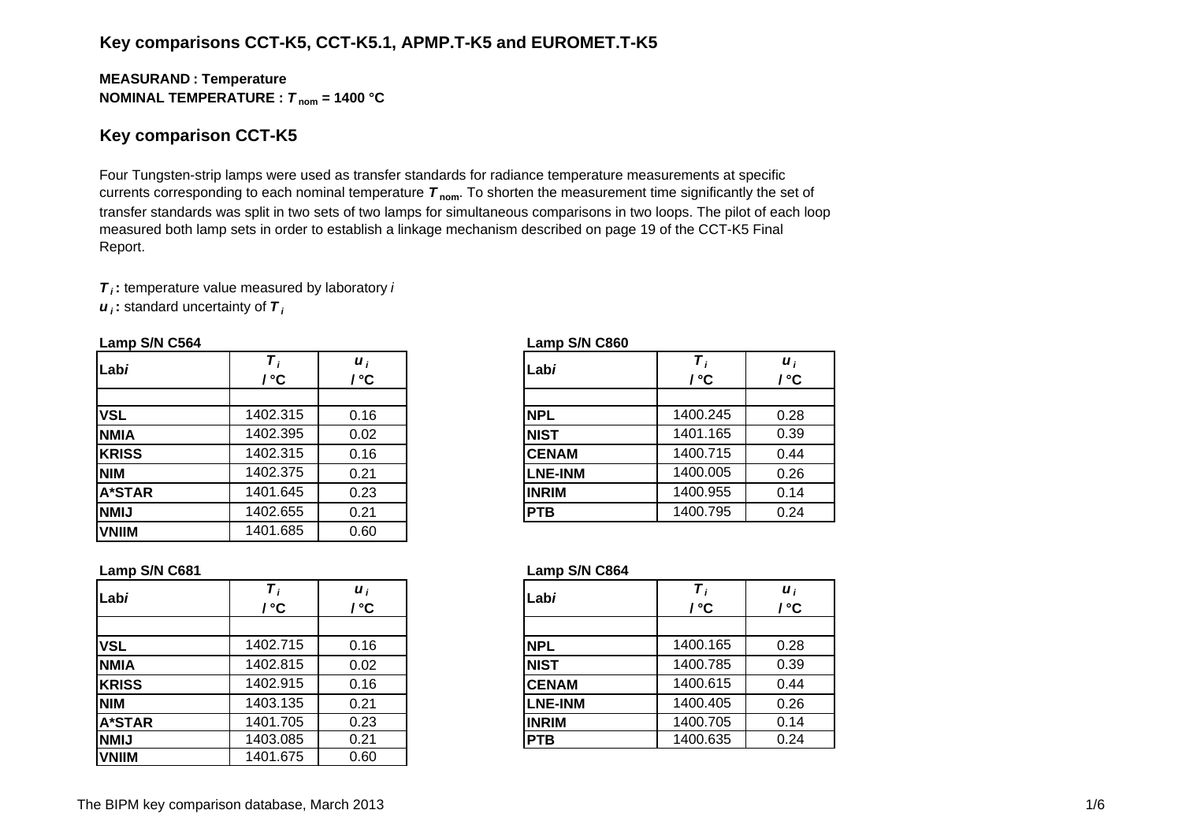# Key comparisons CCT-K5, CCT-K5.1, APMP.T-K5 and EUROMET.T-K5

**MEASURAND : Temperature**
**NOMINAL TEMPERATURE : $T_{nom}$ = 1400 °C**

## Key comparison CCT-K5

Four Tungsten-strip lamps were used as transfer standards for radiance temperature measurements at specific currents corresponding to each nominal temperature $T_{nom}$. To shorten the measurement time significantly the set of transfer standards was split in two sets of two lamps for simultaneous comparisons in two loops. The pilot of each loop measured both lamp sets in order to establish a linkage mechanism described on page 19 of the CCT-K5 Final Report.

**$T_i$ :** temperature value measured by laboratory *i*
**$u_i$ :** standard uncertainty of $T_i$

**Lamp S/N C564**

| Lab*i* | $T_i$ / °C | $u_i$ / °C |
|---|---|---|
| VSL | 1402.315 | 0.16 |
| NMIA | 1402.395 | 0.02 |
| KRISS | 1402.315 | 0.16 |
| NIM | 1402.375 | 0.21 |
| A*STAR | 1401.645 | 0.23 |
| NMIJ | 1402.655 | 0.21 |
| VNIIM | 1401.685 | 0.60 |

**Lamp S/N C860**

| Lab*i* | $T_i$ / °C | $u_i$ / °C |
|---|---|---|
| NPL | 1400.245 | 0.28 |
| NIST | 1401.165 | 0.39 |
| CENAM | 1400.715 | 0.44 |
| LNE-INM | 1400.005 | 0.26 |
| INRIM | 1400.955 | 0.14 |
| PTB | 1400.795 | 0.24 |

**Lamp S/N C681**

| Lab*i* | $T_i$ / °C | $u_i$ / °C |
|---|---|---|
| VSL | 1402.715 | 0.16 |
| NMIA | 1402.815 | 0.02 |
| KRISS | 1402.915 | 0.16 |
| NIM | 1403.135 | 0.21 |
| A*STAR | 1401.705 | 0.23 |
| NMIJ | 1403.085 | 0.21 |
| VNIIM | 1401.675 | 0.60 |

**Lamp S/N C864**

| Lab*i* | $T_i$ / °C | $u_i$ / °C |
|---|---|---|
| NPL | 1400.165 | 0.28 |
| NIST | 1400.785 | 0.39 |
| CENAM | 1400.615 | 0.44 |
| LNE-INM | 1400.405 | 0.26 |
| INRIM | 1400.705 | 0.14 |
| PTB | 1400.635 | 0.24 |

The BIPM key comparison database, March 2013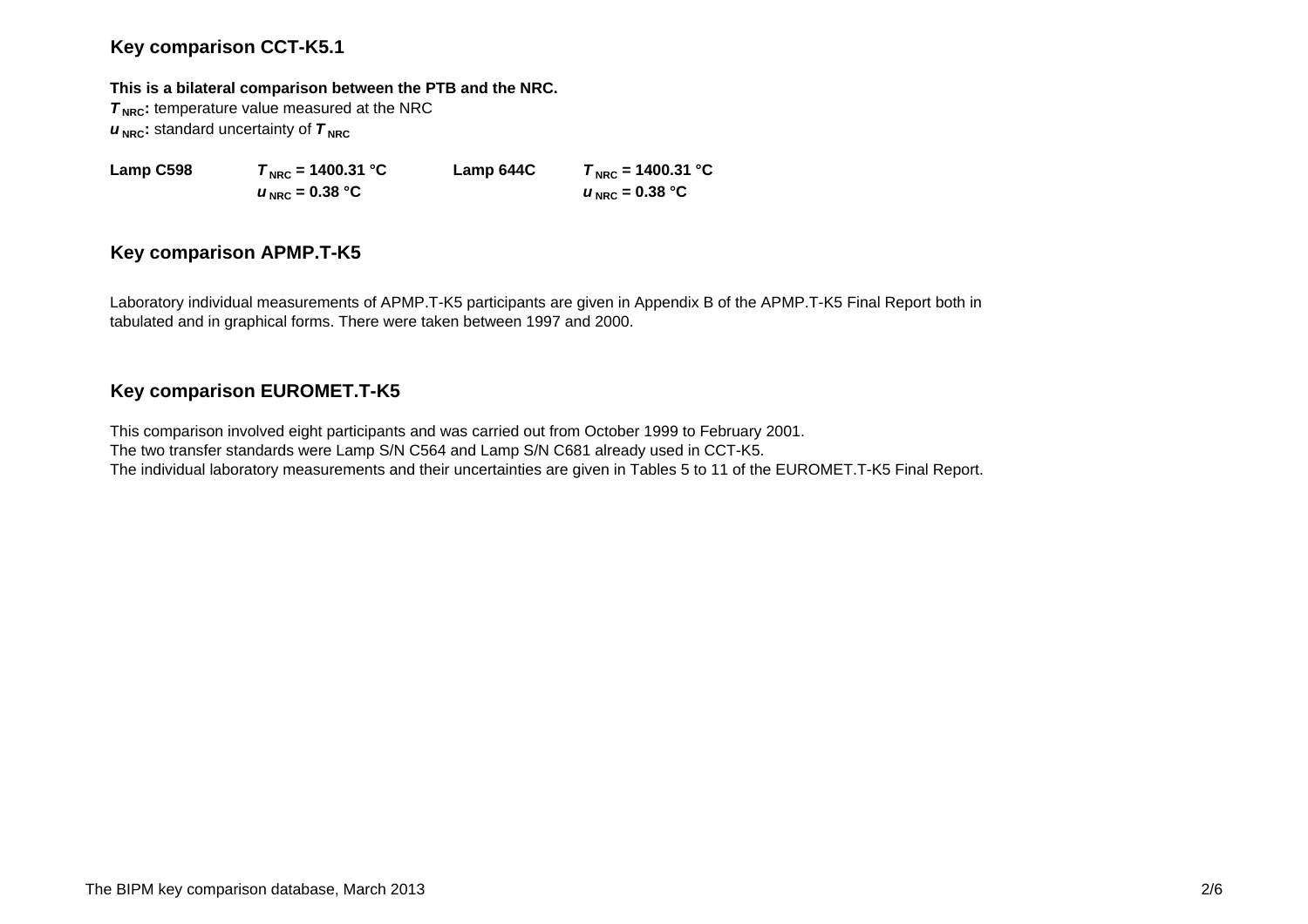## Key comparison CCT-K5.1

**This is a bilateral comparison between the PTB and the NRC.**

***$T_{NRC}$*: temperature value measured at the NRC**

***$u_{NRC}$*: standard uncertainty of *$T_{NRC}$***

| | | | |
|---|---|---|---|
| **Lamp C598** | **$T_{NRC}$ = 1400.31 °C** | **Lamp 644C** | **$T_{NRC}$ = 1400.31 °C** |
| | **$u_{NRC}$ = 0.38 °C** | | **$u_{NRC}$ = 0.38 °C** |

## Key comparison APMP.T-K5

Laboratory individual measurements of APMP.T-K5 participants are given in Appendix B of the APMP.T-K5 Final Report both in tabulated and in graphical forms. There were taken between 1997 and 2000.

## Key comparison EUROMET.T-K5

This comparison involved eight participants and was carried out from October 1999 to February 2001.
The two transfer standards were Lamp S/N C564 and Lamp S/N C681 already used in CCT-K5.
The individual laboratory measurements and their uncertainties are given in Tables 5 to 11 of the EUROMET.T-K5 Final Report.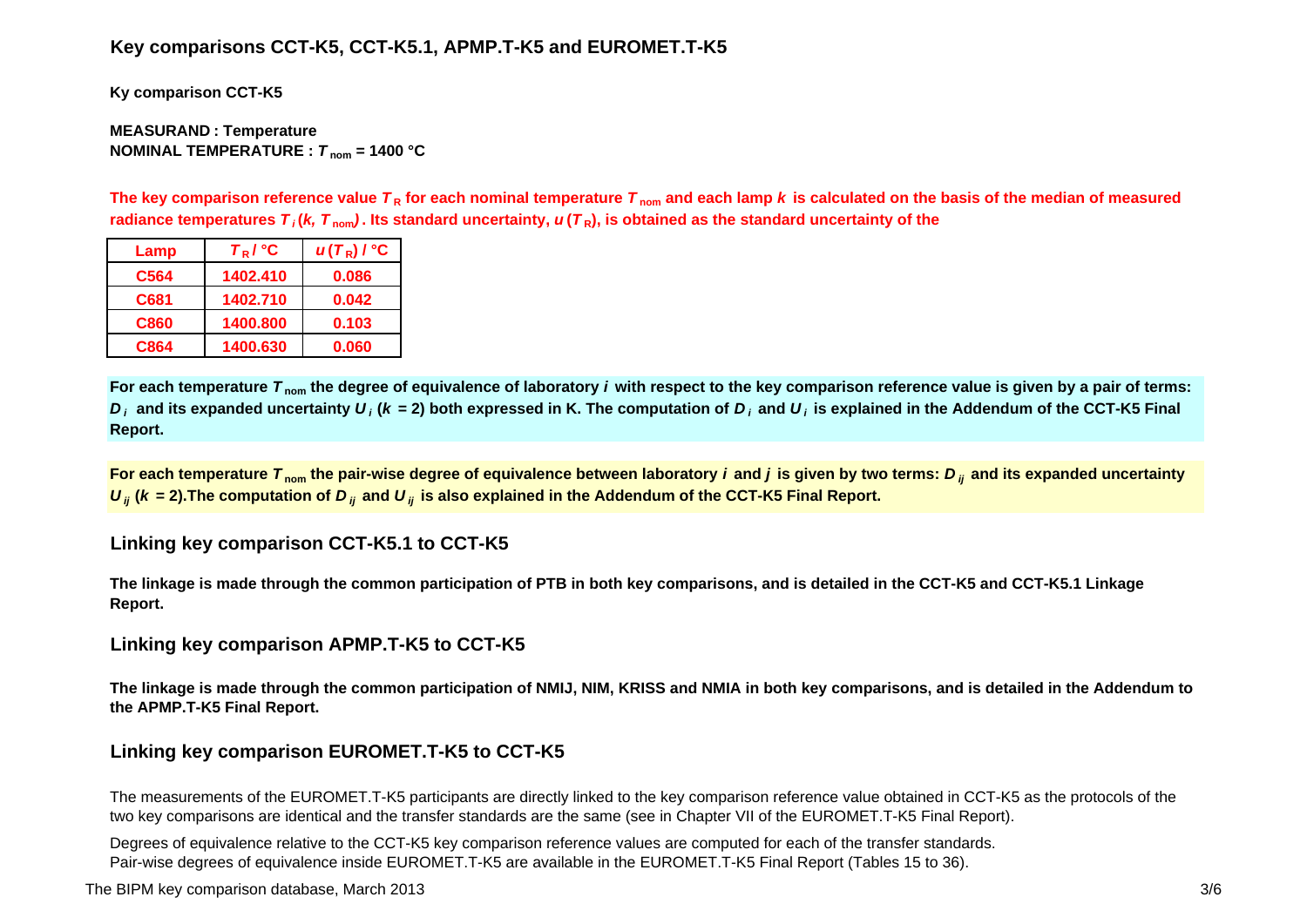## Key comparisons CCT-K5, CCT-K5.1, APMP.T-K5 and EUROMET.T-K5

**Ky comparison CCT-K5**

**MEASURAND : Temperature**
**NOMINAL TEMPERATURE : $T_{nom}$ = 1400 °C**

**The key comparison reference value $T_R$ for each nominal temperature $T_{nom}$ and each lamp $k$ is calculated on the basis of the median of measured radiance temperatures $T_i(k, T_{nom})$. Its standard uncertainty, $u(T_R)$, is obtained as the standard uncertainty of the**

| Lamp | $T_R$ / °C | $u(T_R)$ / °C |
|---|---|---|
| C564 | 1402.410 | 0.086 |
| C681 | 1402.710 | 0.042 |
| C860 | 1400.800 | 0.103 |
| C864 | 1400.630 | 0.060 |

**For each temperature $T_{nom}$ the degree of equivalence of laboratory $i$ with respect to the key comparison reference value is given by a pair of terms: $D_i$ and its expanded uncertainty $U_i$ ($k$ = 2) both expressed in K. The computation of $D_i$ and $U_i$ is explained in the Addendum of the CCT-K5 Final Report.**

**For each temperature $T_{nom}$ the pair-wise degree of equivalence between laboratory $i$ and $j$ is given by two terms: $D_{ij}$ and its expanded uncertainty $U_{ij}$ ($k$ = 2).The computation of $D_{ij}$ and $U_{ij}$ is also explained in the Addendum of the CCT-K5 Final Report.**

### Linking key comparison CCT-K5.1 to CCT-K5

**The linkage is made through the common participation of PTB in both key comparisons, and is detailed in the CCT-K5 and CCT-K5.1 Linkage Report.**

### Linking key comparison APMP.T-K5 to CCT-K5

**The linkage is made through the common participation of NMIJ, NIM, KRISS and NMIA in both key comparisons, and is detailed in the Addendum to the APMP.T-K5 Final Report.**

### Linking key comparison EUROMET.T-K5 to CCT-K5

The measurements of the EUROMET.T-K5 participants are directly linked to the key comparison reference value obtained in CCT-K5 as the protocols of the two key comparisons are identical and the transfer standards are the same (see in Chapter VII of the EUROMET.T-K5 Final Report).

Degrees of equivalence relative to the CCT-K5 key comparison reference values are computed for each of the transfer standards.
Pair-wise degrees of equivalence inside EUROMET.T-K5 are available in the EUROMET.T-K5 Final Report (Tables 15 to 36).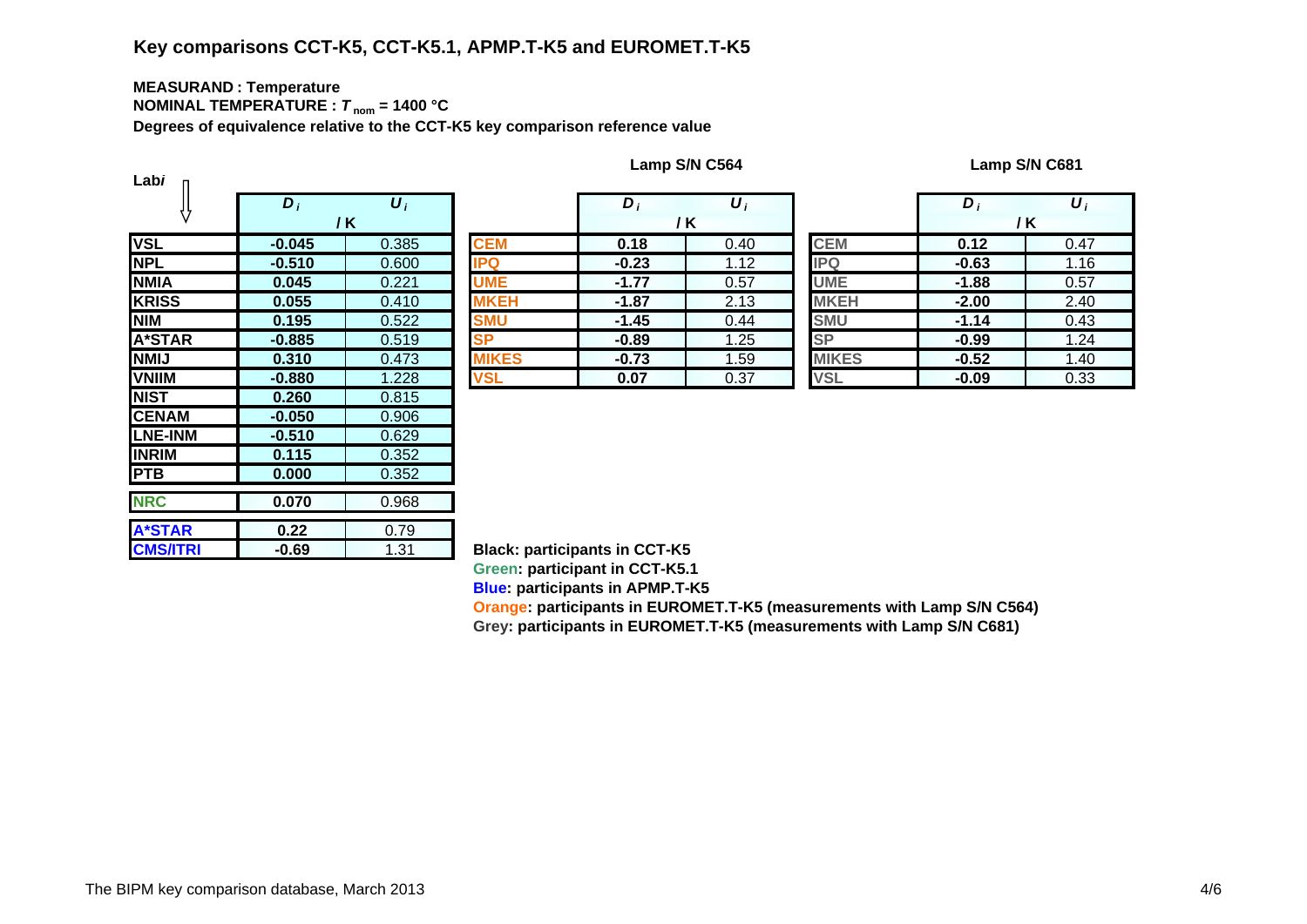## Key comparisons CCT-K5, CCT-K5.1, APMP.T-K5 and EUROMET.T-K5

**MEASURAND : Temperature**

**NOMINAL TEMPERATURE : $T_{nom}$ = 1400 °C**

**Degrees of equivalence relative to the CCT-K5 key comparison reference value**

| Lab *i* | $D_i$ / K | $U_i$ / K |
|---|---|---|
| VSL | -0.045 | 0.385 |
| NPL | -0.510 | 0.600 |
| NMIA | 0.045 | 0.221 |
| KRISS | 0.055 | 0.410 |
| NIM | 0.195 | 0.522 |
| A*STAR | -0.885 | 0.519 |
| NMIJ | 0.310 | 0.473 |
| VNIIM | -0.880 | 1.228 |
| NIST | 0.260 | 0.815 |
| CENAM | -0.050 | 0.906 |
| LNE-INM | -0.510 | 0.629 |
| INRIM | 0.115 | 0.352 |
| PTB | 0.000 | 0.352 |
| NRC | 0.070 | 0.968 |
| A*STAR | 0.22 | 0.79 |
| CMS/ITRI | -0.69 | 1.31 |

**Lamp S/N C564**

| Lab *i* | $D_i$ / K | $U_i$ / K |
|---|---|---|
| CEM | 0.18 | 0.40 |
| IPQ | -0.23 | 1.12 |
| UME | -1.77 | 0.57 |
| MKEH | -1.87 | 2.13 |
| SMU | -1.45 | 0.44 |
| SP | -0.89 | 1.25 |
| MIKES | -0.73 | 1.59 |
| VSL | 0.07 | 0.37 |

**Lamp S/N C681**

| Lab *i* | $D_i$ / K | $U_i$ / K |
|---|---|---|
| CEM | 0.12 | 0.47 |
| IPQ | -0.63 | 1.16 |
| UME | -1.88 | 0.57 |
| MKEH | -2.00 | 2.40 |
| SMU | -1.14 | 0.43 |
| SP | -0.99 | 1.24 |
| MIKES | -0.52 | 1.40 |
| VSL | -0.09 | 0.33 |

**Black: participants in CCT-K5**

**Green: participant in CCT-K5.1**

**Blue: participants in APMP.T-K5**

**Orange: participants in EUROMET.T-K5 (measurements with Lamp S/N C564)**

**Grey: participants in EUROMET.T-K5 (measurements with Lamp S/N C681)**

The BIPM key comparison database, March 2013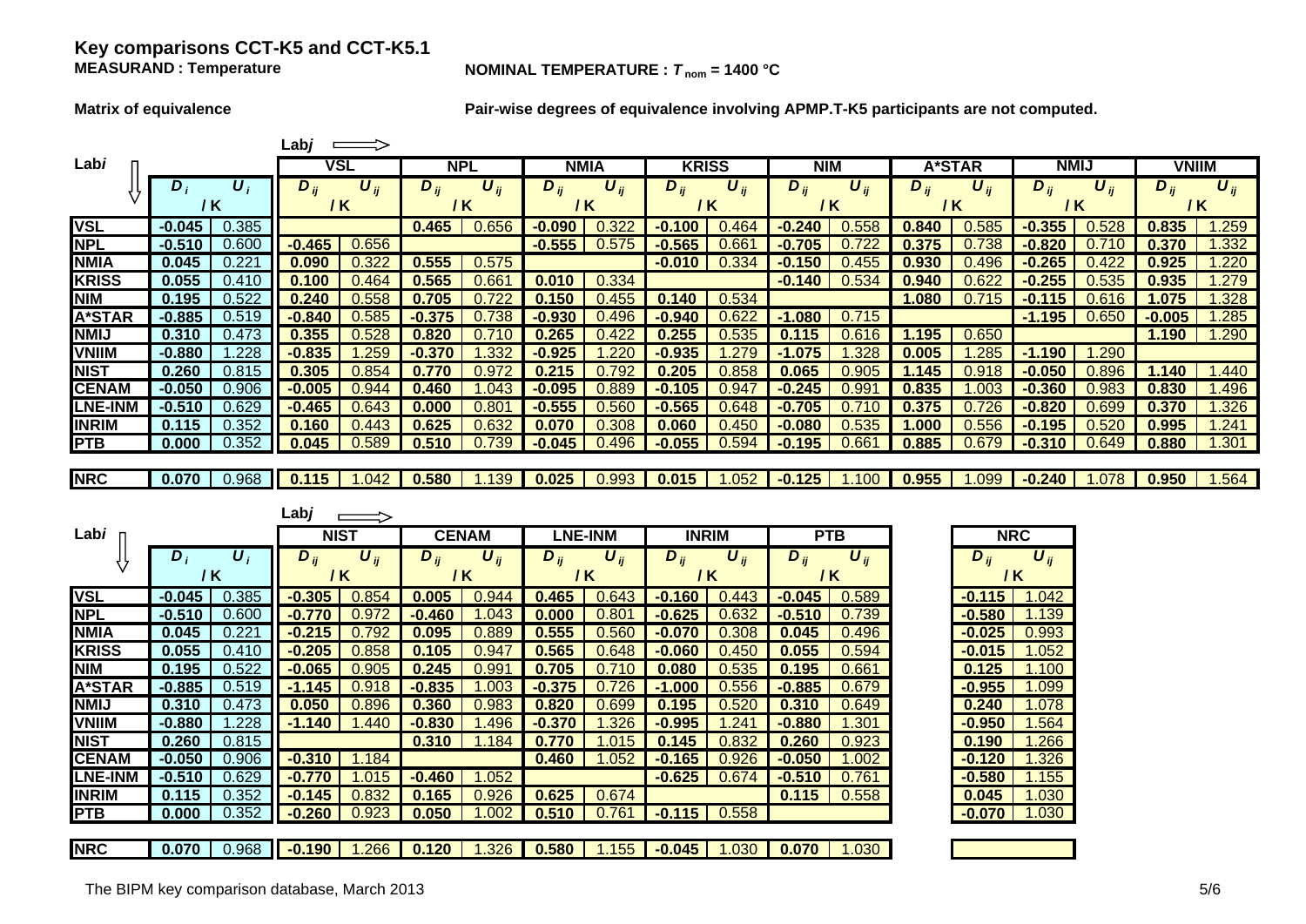# Key comparisons CCT-K5 and CCT-K5.1

**MEASURAND : Temperature**

**NOMINAL TEMPERATURE : $T_{nom}$ = 1400 °C**

**Matrix of equivalence**

**Pair-wise degrees of equivalence involving APMP.T-K5 participants are not computed.**

| Lab*i* ↓ / Lab*j* ⟹ | $D_i$ / K | $U_i$ / K | VSL $D_{ij}$ / K | VSL $U_{ij}$ / K | NPL $D_{ij}$ / K | NPL $U_{ij}$ / K | NMIA $D_{ij}$ / K | NMIA $U_{ij}$ / K | KRISS $D_{ij}$ / K | KRISS $U_{ij}$ / K | NIM $D_{ij}$ / K | NIM $U_{ij}$ / K | A*STAR $D_{ij}$ / K | A*STAR $U_{ij}$ / K | NMIJ $D_{ij}$ / K | NMIJ $U_{ij}$ / K | VNIIM $D_{ij}$ / K | VNIIM $U_{ij}$ / K |
|---|---|---|---|---|---|---|---|---|---|---|---|---|---|---|---|---|---|---|
| **VSL** | **-0.045** | 0.385 | | | **0.465** | 0.656 | **-0.090** | 0.322 | **-0.100** | 0.464 | **-0.240** | 0.558 | **0.840** | 0.585 | **-0.355** | 0.528 | **0.835** | 1.259 |
| **NPL** | **-0.510** | 0.600 | **-0.465** | 0.656 | | | **-0.555** | 0.575 | **-0.565** | 0.661 | **-0.705** | 0.722 | **0.375** | 0.738 | **-0.820** | 0.710 | **0.370** | 1.332 |
| **NMIA** | **0.045** | 0.221 | **0.090** | 0.322 | **0.555** | 0.575 | | | **-0.010** | 0.334 | **-0.150** | 0.455 | **0.930** | 0.496 | **-0.265** | 0.422 | **0.925** | 1.220 |
| **KRISS** | **0.055** | 0.410 | **0.100** | 0.464 | **0.565** | 0.661 | **0.010** | 0.334 | | | **-0.140** | 0.534 | **0.940** | 0.622 | **-0.255** | 0.535 | **0.935** | 1.279 |
| **NIM** | **0.195** | 0.522 | **0.240** | 0.558 | **0.705** | 0.722 | **0.150** | 0.455 | **0.140** | 0.534 | | | **1.080** | 0.715 | **-0.115** | 0.616 | **1.075** | 1.328 |
| **A*STAR** | **-0.885** | 0.519 | **-0.840** | 0.585 | **-0.375** | 0.738 | **-0.930** | 0.496 | **-0.940** | 0.622 | **-1.080** | 0.715 | | | **-1.195** | 0.650 | **-0.005** | 1.285 |
| **NMIJ** | **0.310** | 0.473 | **0.355** | 0.528 | **0.820** | 0.710 | **0.265** | 0.422 | **0.255** | 0.535 | **0.115** | 0.616 | **1.195** | 0.650 | | | **1.190** | 1.290 |
| **VNIIM** | **-0.880** | 1.228 | **-0.835** | 1.259 | **-0.370** | 1.332 | **-0.925** | 1.220 | **-0.935** | 1.279 | **-1.075** | 1.328 | **0.005** | 1.285 | **-1.190** | 1.290 | | |
| **NIST** | **0.260** | 0.815 | **0.305** | 0.854 | **0.770** | 0.972 | **0.215** | 0.792 | **0.205** | 0.858 | **0.065** | 0.905 | **1.145** | 0.918 | **-0.050** | 0.896 | **1.140** | 1.440 |
| **CENAM** | **-0.050** | 0.906 | **-0.005** | 0.944 | **0.460** | 1.043 | **-0.095** | 0.889 | **-0.105** | 0.947 | **-0.245** | 0.991 | **0.835** | 1.003 | **-0.360** | 0.983 | **0.830** | 1.496 |
| **LNE-INM** | **-0.510** | 0.629 | **-0.465** | 0.643 | **0.000** | 0.801 | **-0.555** | 0.560 | **-0.565** | 0.648 | **-0.705** | 0.710 | **0.375** | 0.726 | **-0.820** | 0.699 | **0.370** | 1.326 |
| **INRIM** | **0.115** | 0.352 | **0.160** | 0.443 | **0.625** | 0.632 | **0.070** | 0.308 | **0.060** | 0.450 | **-0.080** | 0.535 | **1.000** | 0.556 | **-0.195** | 0.520 | **0.995** | 1.241 |
| **PTB** | **0.000** | 0.352 | **0.045** | 0.589 | **0.510** | 0.739 | **-0.045** | 0.496 | **-0.055** | 0.594 | **-0.195** | 0.661 | **0.885** | 0.679 | **-0.310** | 0.649 | **0.880** | 1.301 |
| **NRC** | **0.070** | 0.968 | **0.115** | 1.042 | **0.580** | 1.139 | **0.025** | 0.993 | **0.015** | 1.052 | **-0.125** | 1.100 | **0.955** | 1.099 | **-0.240** | 1.078 | **0.950** | 1.564 |

| Lab*i* ↓ / Lab*j* ⟹ | $D_i$ / K | $U_i$ / K | NIST $D_{ij}$ / K | NIST $U_{ij}$ / K | CENAM $D_{ij}$ / K | CENAM $U_{ij}$ / K | LNE-INM $D_{ij}$ / K | LNE-INM $U_{ij}$ / K | INRIM $D_{ij}$ / K | INRIM $U_{ij}$ / K | PTB $D_{ij}$ / K | PTB $U_{ij}$ / K | NRC $D_{ij}$ / K | NRC $U_{ij}$ / K |
|---|---|---|---|---|---|---|---|---|---|---|---|---|---|---|
| **VSL** | **-0.045** | 0.385 | **-0.305** | 0.854 | **0.005** | 0.944 | **0.465** | 0.643 | **-0.160** | 0.443 | **-0.045** | 0.589 | **-0.115** | 1.042 |
| **NPL** | **-0.510** | 0.600 | **-0.770** | 0.972 | **-0.460** | 1.043 | **0.000** | 0.801 | **-0.625** | 0.632 | **-0.510** | 0.739 | **-0.580** | 1.139 |
| **NMIA** | **0.045** | 0.221 | **-0.215** | 0.792 | **0.095** | 0.889 | **0.555** | 0.560 | **-0.070** | 0.308 | **0.045** | 0.496 | **-0.025** | 0.993 |
| **KRISS** | **0.055** | 0.410 | **-0.205** | 0.858 | **0.105** | 0.947 | **0.565** | 0.648 | **-0.060** | 0.450 | **0.055** | 0.594 | **-0.015** | 1.052 |
| **NIM** | **0.195** | 0.522 | **-0.065** | 0.905 | **0.245** | 0.991 | **0.705** | 0.710 | **0.080** | 0.535 | **0.195** | 0.661 | **0.125** | 1.100 |
| **A*STAR** | **-0.885** | 0.519 | **-1.145** | 0.918 | **-0.835** | 1.003 | **-0.375** | 0.726 | **-1.000** | 0.556 | **-0.885** | 0.679 | **-0.955** | 1.099 |
| **NMIJ** | **0.310** | 0.473 | **0.050** | 0.896 | **0.360** | 0.983 | **0.820** | 0.699 | **0.195** | 0.520 | **0.310** | 0.649 | **0.240** | 1.078 |
| **VNIIM** | **-0.880** | 1.228 | **-1.140** | 1.440 | **-0.830** | 1.496 | **-0.370** | 1.326 | **-0.995** | 1.241 | **-0.880** | 1.301 | **-0.950** | 1.564 |
| **NIST** | **0.260** | 0.815 | | | **0.310** | 1.184 | **0.770** | 1.015 | **0.145** | 0.832 | **0.260** | 0.923 | **0.190** | 1.266 |
| **CENAM** | **-0.050** | 0.906 | **-0.310** | 1.184 | | | **0.460** | 1.052 | **-0.165** | 0.926 | **-0.050** | 1.002 | **-0.120** | 1.326 |
| **LNE-INM** | **-0.510** | 0.629 | **-0.770** | 1.015 | **-0.460** | 1.052 | | | **-0.625** | 0.674 | **-0.510** | 0.761 | **-0.580** | 1.155 |
| **INRIM** | **0.115** | 0.352 | **-0.145** | 0.832 | **0.165** | 0.926 | **0.625** | 0.674 | | | **0.115** | 0.558 | **0.045** | 1.030 |
| **PTB** | **0.000** | 0.352 | **-0.260** | 0.923 | **0.050** | 1.002 | **0.510** | 0.761 | **-0.115** | 0.558 | | | **-0.070** | 1.030 |
| **NRC** | **0.070** | 0.968 | **-0.190** | 1.266 | **0.120** | 1.326 | **0.580** | 1.155 | **-0.045** | 1.030 | **0.070** | 1.030 | | |

The BIPM key comparison database, March 2013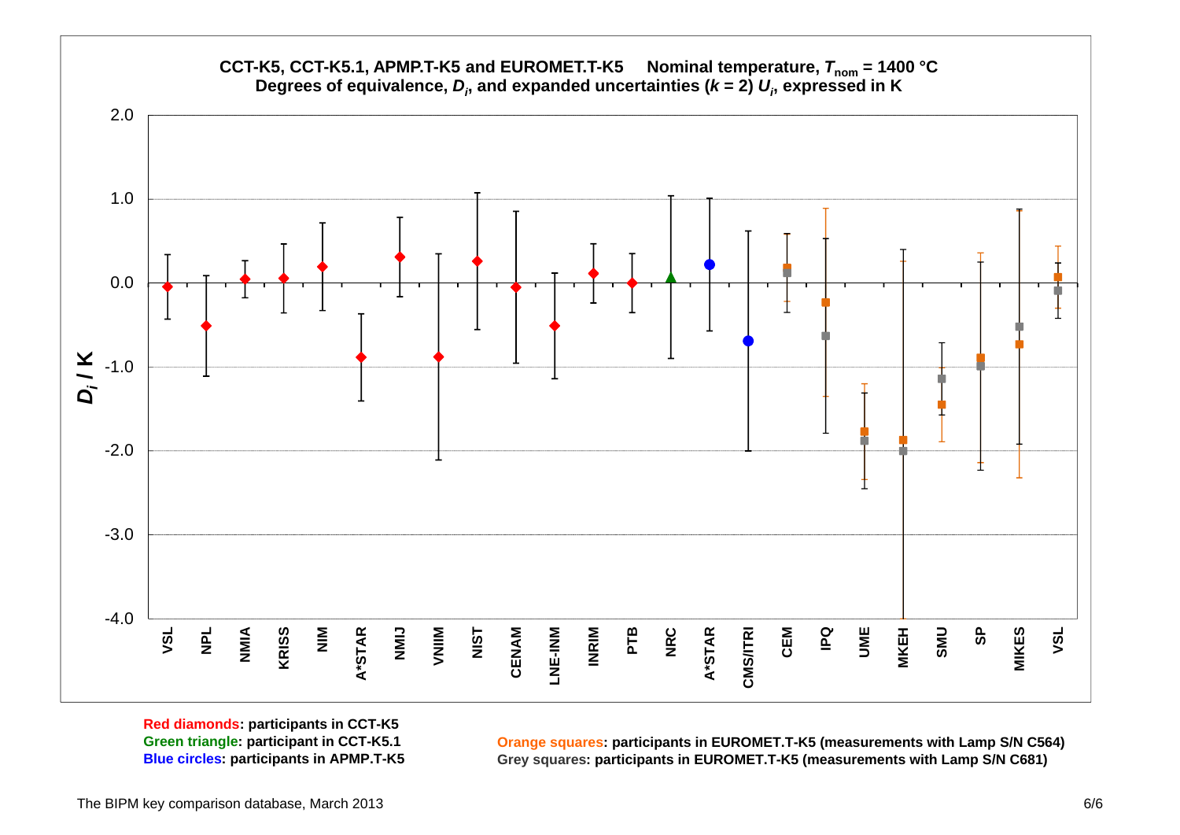CCT-K5, CCT-K5.1, APMP.T-K5 and EUROMET.T-K5 Nominal temperature, $T_{nom}$ = 1400 °C

Degrees of equivalence, $D_i$, and expanded uncertainties ($k$ = 2) $U_i$, expressed in K

$D_i$ / K

2.0

1.0

0.0

-1.0

-2.0

-3.0

-4.0

VSL NPL NMIA KRISS NIM A*STAR NMIJ VNIIM NIST CENAM LNE-INM INRIM PTB NRC A*STAR CMS/ITRI CEM IPQ UME MKEH SMU SP MIKES VSL

**Red diamonds: participants in CCT-K5**

**Green triangle: participant in CCT-K5.1**

**Blue circles: participants in APMP.T-K5**

**Orange squares: participants in EUROMET.T-K5 (measurements with Lamp S/N C564)**

**Grey squares: participants in EUROMET.T-K5 (measurements with Lamp S/N C681)**

The BIPM key comparison database, March 2013